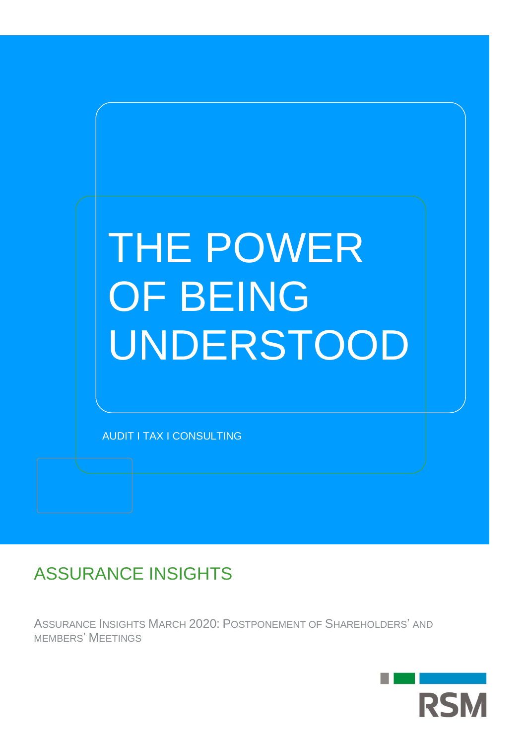# THE POWER OF BEING UNDERSTOOD

AUDIT I TAX I CONSULTING

## ASSURANCE INSIGHTS

ASSURANCE INSIGHTS MARCH 2020: POSTPONEMENT OF SHAREHOLDERS' AND MEMBERS' MEETINGS

RSM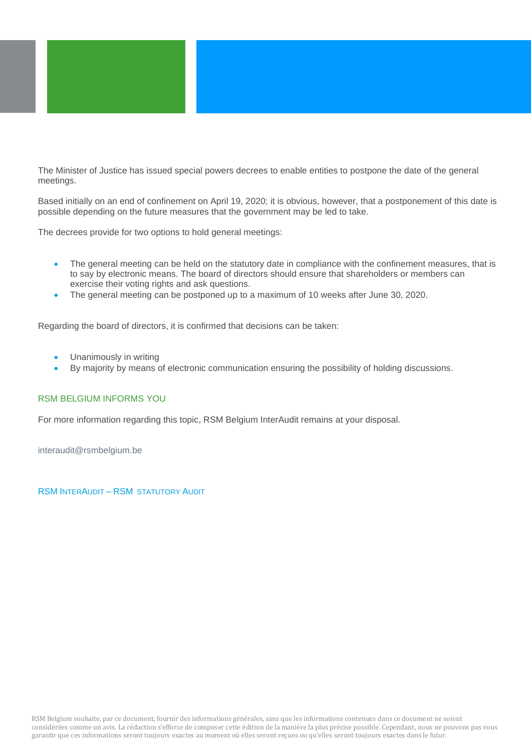The Minister of Justice has issued special powers decrees to enable entities to postpone the date of the general meetings.

Based initially on an end of confinement on April 19, 2020; it is obvious, however, that a postponement of this date is possible depending on the future measures that the government may be led to take.

The decrees provide for two options to hold general meetings:

- The general meeting can be held on the statutory date in compliance with the confinement measures, that is to say by electronic means. The board of directors should ensure that shareholders or members can exercise their voting rights and ask questions.
- The general meeting can be postponed up to a maximum of 10 weeks after June 30, 2020.

Regarding the board of directors, it is confirmed that decisions can be taken:

- Unanimously in writing
- By majority by means of electronic communication ensuring the possibility of holding discussions.

## RSM BELGIUM INFORMS YOU

For more information regarding this topic, RSM Belgium InterAudit remains at your disposal.

interaudit@rsmbelgium.be

RSM INTERAUDIT – RSM STATUTORY AUDIT

RSM Belgium souhaite, par ce document, fournir des informations générales, sans que les informations contenues dans ce document ne soient considérées comme un avis. La rédaction s'efforce de composer cette édition de la manière la plus précise possible. Cependant, nous ne pouvons pas vous garantir que ces informations seront toujours exactes au moment où elles seront reçues ou qu'elles seront toujours exactes dans le futur.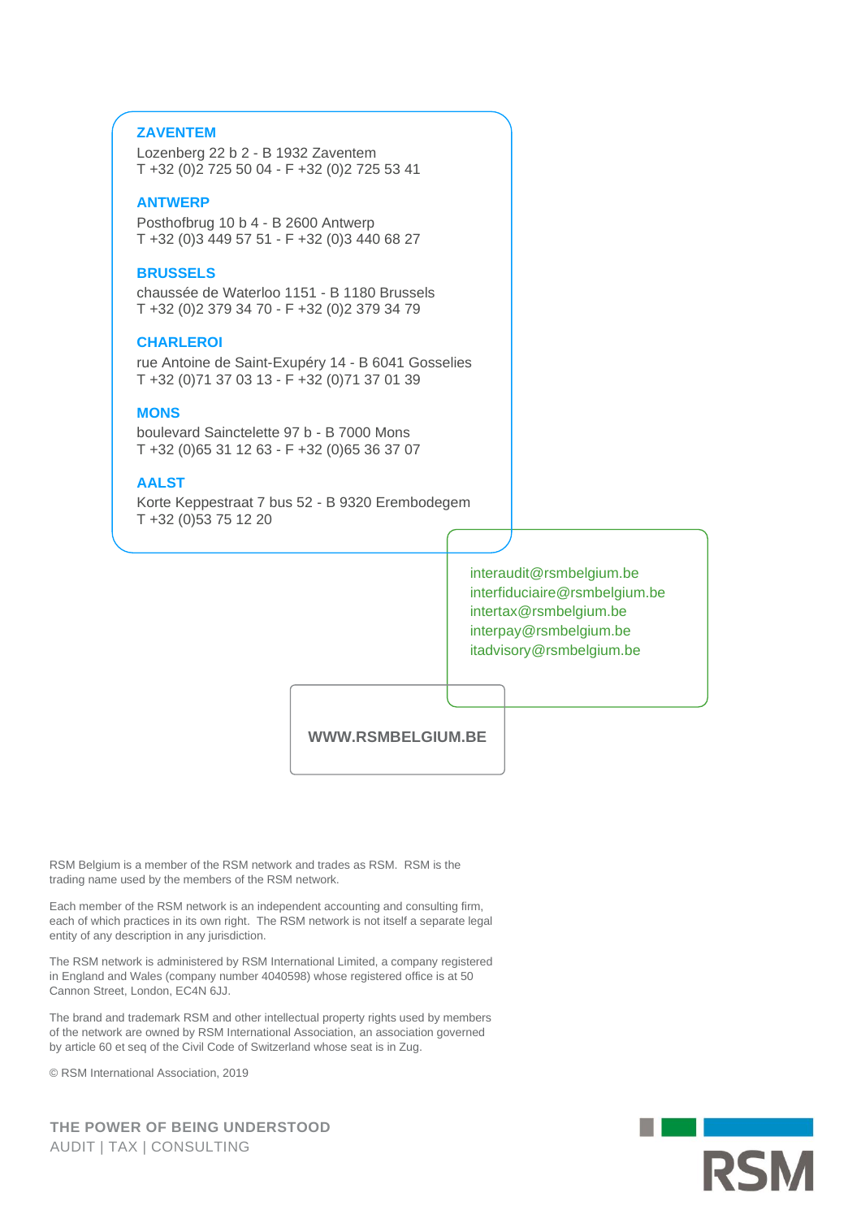**ZAVENTEM**
Lozenberg 22 b 2 - B 1932 Zaventem
T +32 (0)2 725 50 04 - F +32 (0)2 725 53 41

**ANTWERP**
Posthofbrug 10 b 4 - B 2600 Antwerp
T +32 (0)3 449 57 51 - F +32 (0)3 440 68 27

**BRUSSELS**
chaussée de Waterloo 1151 - B 1180 Brussels
T +32 (0)2 379 34 70 - F +32 (0)2 379 34 79

**CHARLEROI**
rue Antoine de Saint-Exupéry 14 - B 6041 Gosselies
T +32 (0)71 37 03 13 - F +32 (0)71 37 01 39

**MONS**
boulevard Sainctelette 97 b - B 7000 Mons
T +32 (0)65 31 12 63 - F +32 (0)65 36 37 07

**AALST**
Korte Keppestraat 7 bus 52 - B 9320 Erembodegem
T +32 (0)53 75 12 20

interaudit@rsmbelgium.be
interfiduciaire@rsmbelgium.be
intertax@rsmbelgium.be
interpay@rsmbelgium.be
itadvisory@rsmbelgium.be

**WWW.RSMBELGIUM.BE**

RSM Belgium is a member of the RSM network and trades as RSM. RSM is the trading name used by the members of the RSM network.

Each member of the RSM network is an independent accounting and consulting firm, each of which practices in its own right. The RSM network is not itself a separate legal entity of any description in any jurisdiction.

The RSM network is administered by RSM International Limited, a company registered in England and Wales (company number 4040598) whose registered office is at 50 Cannon Street, London, EC4N 6JJ.

The brand and trademark RSM and other intellectual property rights used by members of the network are owned by RSM International Association, an association governed by article 60 et seq of the Civil Code of Switzerland whose seat is in Zug.

© RSM International Association, 2019

**THE POWER OF BEING UNDERSTOOD**
AUDIT | TAX | CONSULTING

RSM